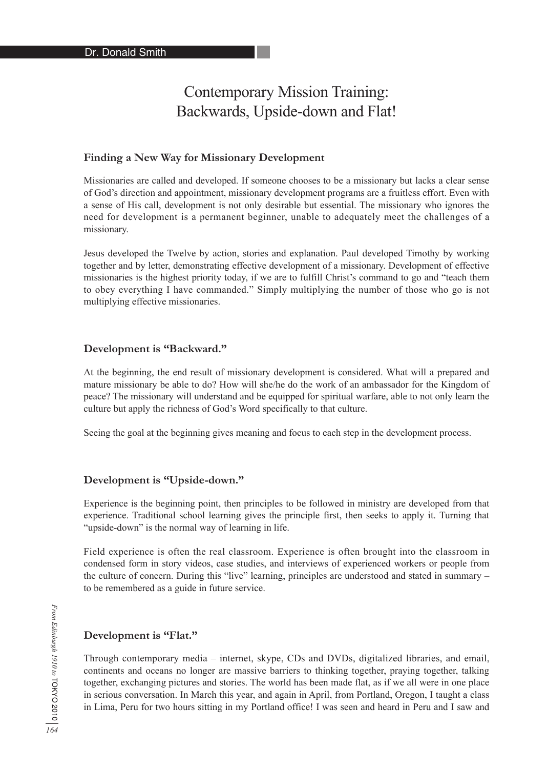Dr. Donald Smith

# Contemporary Mission Training: Backwards, Upside-down and Flat!

### Finding a New Way for Missionary Development

Missionaries are called and developed. If someone chooses to be a missionary but lacks a clear sense of God's direction and appointment, missionary development programs are a fruitless effort. Even with a sense of His call, development is not only desirable but essential. The missionary who ignores the need for development is a permanent beginner, unable to adequately meet the challenges of a missionary.

Jesus developed the Twelve by action, stories and explanation. Paul developed Timothy by working together and by letter, demonstrating effective development of a missionary. Development of effective missionaries is the highest priority today, if we are to fulfill Christ's command to go and "teach them to obey everything I have commanded." Simply multiplying the number of those who go is not multiplying effective missionaries.

### Development is "Backward."

At the beginning, the end result of missionary development is considered. What will a prepared and mature missionary be able to do? How will she/he do the work of an ambassador for the Kingdom of peace? The missionary will understand and be equipped for spiritual warfare, able to not only learn the culture but apply the richness of God's Word specifically to that culture.

Seeing the goal at the beginning gives meaning and focus to each step in the development process.

### Development is "Upside-down."

Experience is the beginning point, then principles to be followed in ministry are developed from that experience. Traditional school learning gives the principle first, then seeks to apply it. Turning that "upside-down" is the normal way of learning in life.

Field experience is often the real classroom. Experience is often brought into the classroom in condensed form in story videos, case studies, and interviews of experienced workers or people from the culture of concern. During this "live" learning, principles are understood and stated in summary – to be remembered as a guide in future service.

### Development is "Flat."

Through contemporary media – internet, skype, CDs and DVDs, digitalized libraries, and email, continents and oceans no longer are massive barriers to thinking together, praying together, talking together, exchanging pictures and stories. The world has been made flat, as if we all were in one place in serious conversation. In March this year, and again in April, from Portland, Oregon, I taught a class in Lima, Peru for two hours sitting in my Portland office! I was seen and heard in Peru and I saw and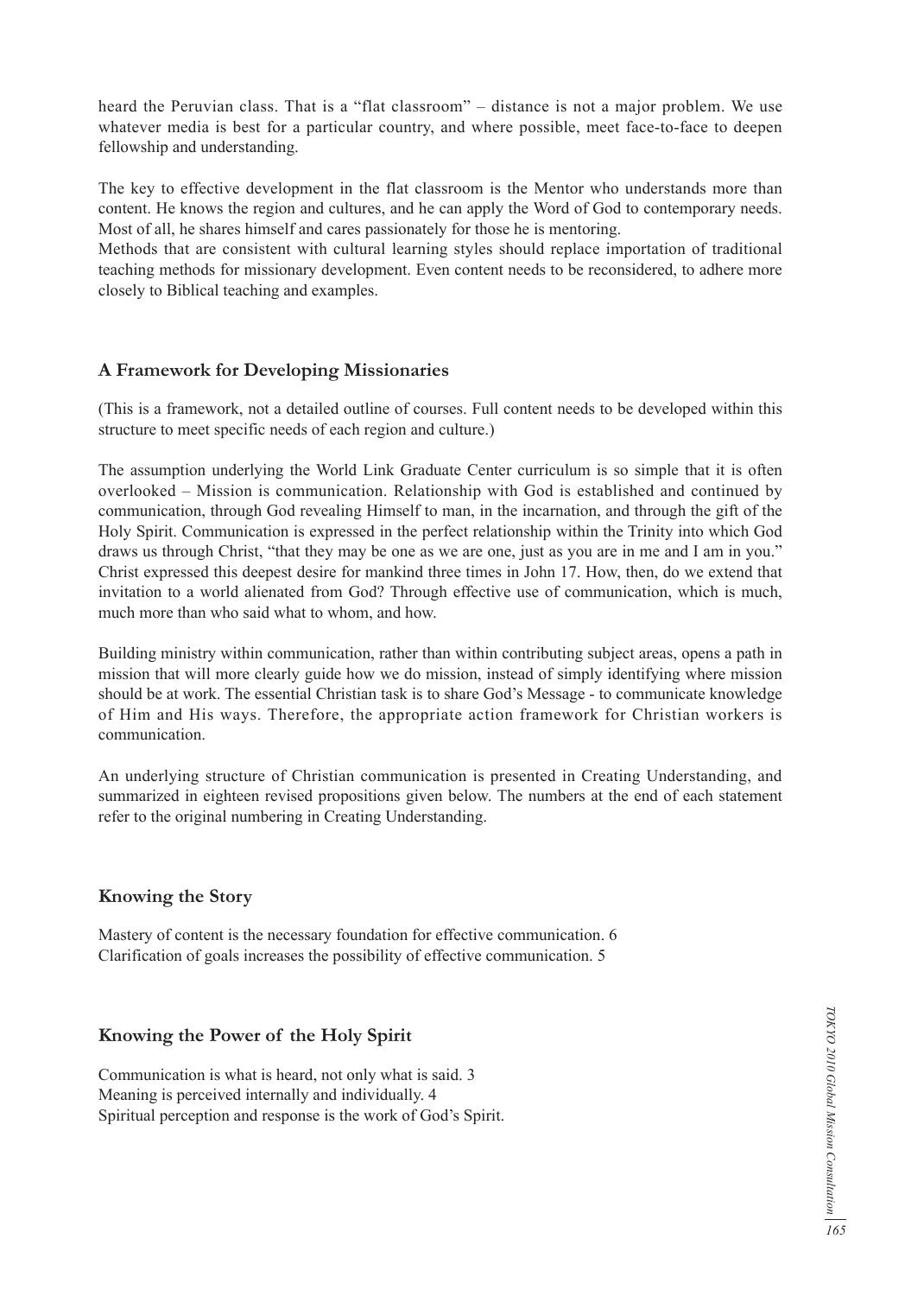heard the Peruvian class. That is a "flat classroom" – distance is not a major problem. We use whatever media is best for a particular country, and where possible, meet face-to-face to deepen fellowship and understanding.

The key to effective development in the flat classroom is the Mentor who understands more than content. He knows the region and cultures, and he can apply the Word of God to contemporary needs. Most of all, he shares himself and cares passionately for those he is mentoring.

Methods that are consistent with cultural learning styles should replace importation of traditional teaching methods for missionary development. Even content needs to be reconsidered, to adhere more closely to Biblical teaching and examples.

## A Framework for Developing Missionaries

(This is a framework, not a detailed outline of courses. Full content needs to be developed within this structure to meet specific needs of each region and culture.)

The assumption underlying the World Link Graduate Center curriculum is so simple that it is often overlooked – Mission is communication. Relationship with God is established and continued by communication, through God revealing Himself to man, in the incarnation, and through the gift of the Holy Spirit. Communication is expressed in the perfect relationship within the Trinity into which God draws us through Christ, "that they may be one as we are one, just as you are in me and I am in you." Christ expressed this deepest desire for mankind three times in John 17. How, then, do we extend that invitation to a world alienated from God? Through effective use of communication, which is much, much more than who said what to whom, and how.

Building ministry within communication, rather than within contributing subject areas, opens a path in mission that will more clearly guide how we do mission, instead of simply identifying where mission should be at work. The essential Christian task is to share God's Message - to communicate knowledge of Him and His ways. Therefore, the appropriate action framework for Christian workers is communication.

An underlying structure of Christian communication is presented in Creating Understanding, and summarized in eighteen revised propositions given below. The numbers at the end of each statement refer to the original numbering in Creating Understanding.

## Knowing the Story

Mastery of content is the necessary foundation for effective communication. 6
Clarification of goals increases the possibility of effective communication. 5

## Knowing the Power of the Holy Spirit

Communication is what is heard, not only what is said. 3
Meaning is perceived internally and individually. 4
Spiritual perception and response is the work of God's Spirit.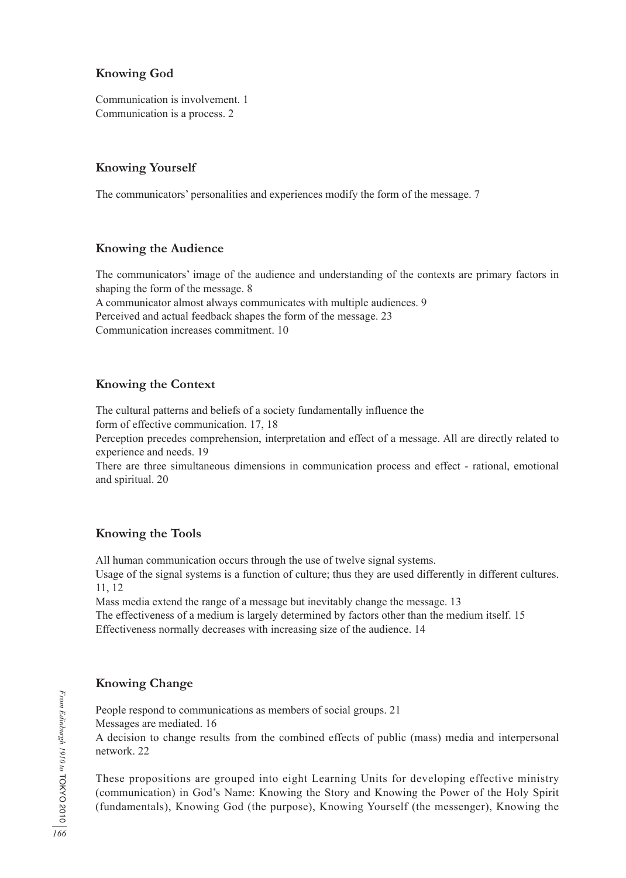### Knowing God

Communication is involvement. 1
Communication is a process. 2

### Knowing Yourself

The communicators' personalities and experiences modify the form of the message. 7

### Knowing the Audience

The communicators' image of the audience and understanding of the contexts are primary factors in shaping the form of the message. 8
A communicator almost always communicates with multiple audiences. 9
Perceived and actual feedback shapes the form of the message. 23
Communication increases commitment. 10

### Knowing the Context

The cultural patterns and beliefs of a society fundamentally influence the form of effective communication. 17, 18
Perception precedes comprehension, interpretation and effect of a message. All are directly related to experience and needs. 19
There are three simultaneous dimensions in communication process and effect - rational, emotional and spiritual. 20

### Knowing the Tools

All human communication occurs through the use of twelve signal systems.
Usage of the signal systems is a function of culture; thus they are used differently in different cultures. 11, 12
Mass media extend the range of a message but inevitably change the message. 13
The effectiveness of a medium is largely determined by factors other than the medium itself. 15
Effectiveness normally decreases with increasing size of the audience. 14

### Knowing Change

People respond to communications as members of social groups. 21
Messages are mediated. 16
A decision to change results from the combined effects of public (mass) media and interpersonal network. 22

These propositions are grouped into eight Learning Units for developing effective ministry (communication) in God's Name: Knowing the Story and Knowing the Power of the Holy Spirit (fundamentals), Knowing God (the purpose), Knowing Yourself (the messenger), Knowing the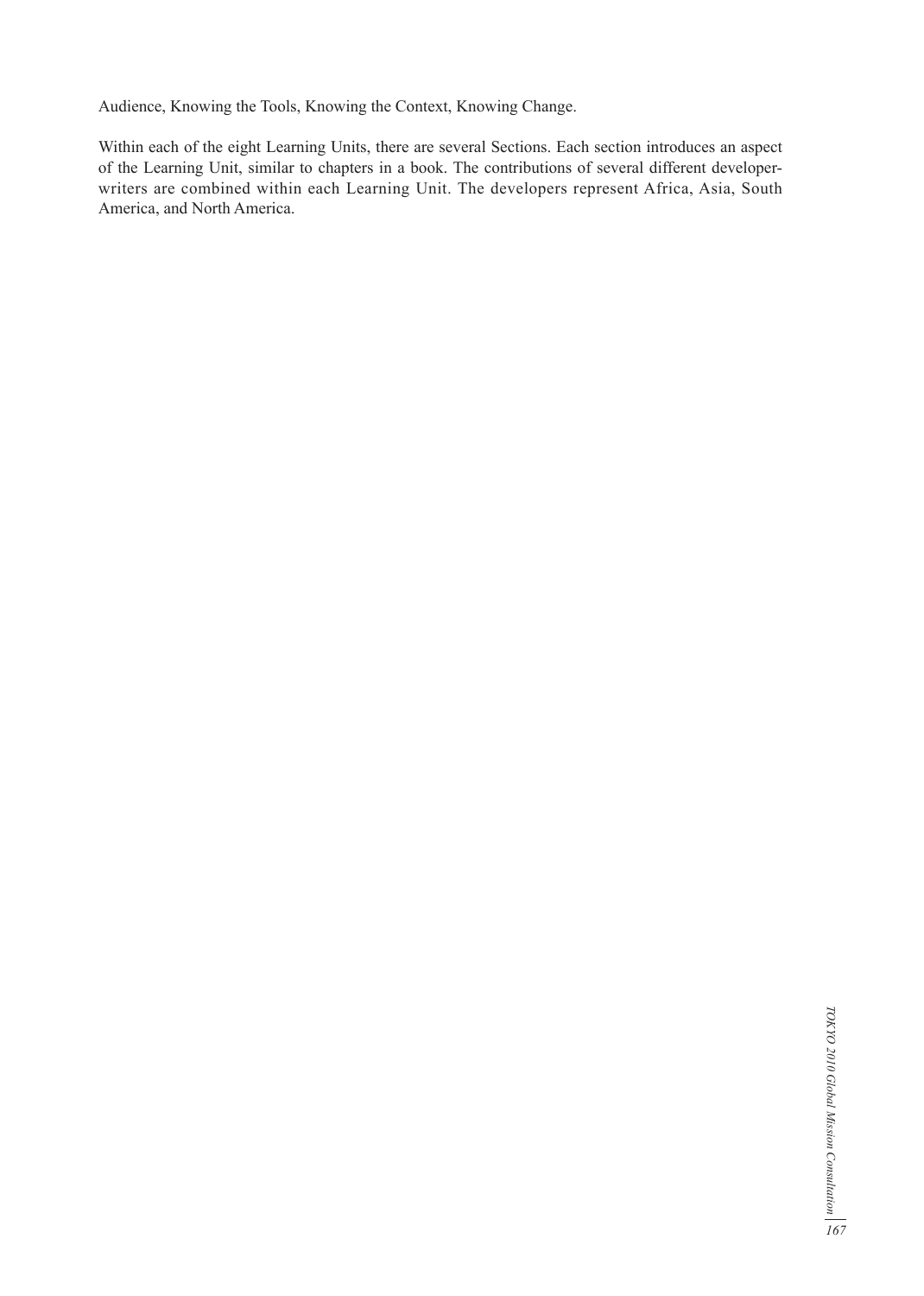Audience, Knowing the Tools, Knowing the Context, Knowing Change.

Within each of the eight Learning Units, there are several Sections. Each section introduces an aspect of the Learning Unit, similar to chapters in a book. The contributions of several different developer-writers are combined within each Learning Unit. The developers represent Africa, Asia, South America, and North America.